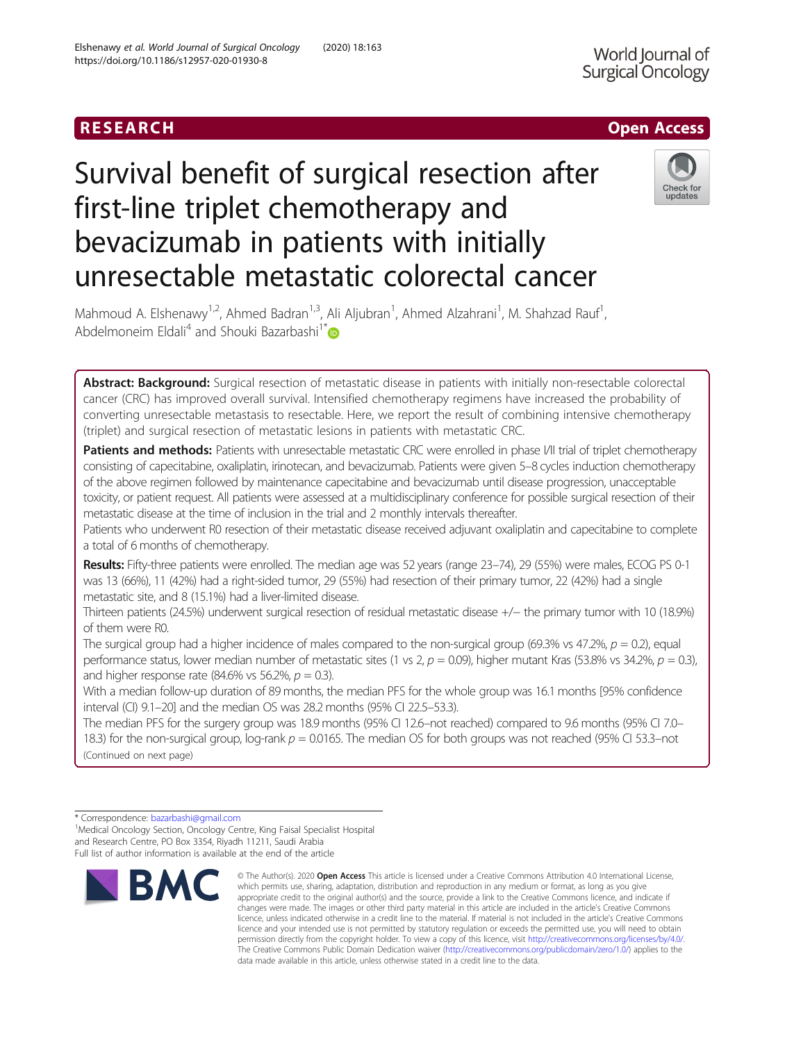RESEARCH

Open Access

# Survival benefit of surgical resection after first-line triplet chemotherapy and bevacizumab in patients with initially unresectable metastatic colorectal cancer

Mahmoud A. Elshenawy[1,2], Ahmed Badran[1,3], Ali Aljubran[1], Ahmed Alzahrani[1], M. Shahzad Rauf[1], Abdelmoneim Eldali[4] and Shouki Bazarbashi[1*]

**Abstract: Background:** Surgical resection of metastatic disease in patients with initially non-resectable colorectal cancer (CRC) has improved overall survival. Intensified chemotherapy regimens have increased the probability of converting unresectable metastasis to resectable. Here, we report the result of combining intensive chemotherapy (triplet) and surgical resection of metastatic lesions in patients with metastatic CRC.

**Patients and methods:** Patients with unresectable metastatic CRC were enrolled in phase I/II trial of triplet chemotherapy consisting of capecitabine, oxaliplatin, irinotecan, and bevacizumab. Patients were given 5–8 cycles induction chemotherapy of the above regimen followed by maintenance capecitabine and bevacizumab until disease progression, unacceptable toxicity, or patient request. All patients were assessed at a multidisciplinary conference for possible surgical resection of their metastatic disease at the time of inclusion in the trial and 2 monthly intervals thereafter.

Patients who underwent R0 resection of their metastatic disease received adjuvant oxaliplatin and capecitabine to complete a total of 6 months of chemotherapy.

**Results:** Fifty-three patients were enrolled. The median age was 52 years (range 23–74), 29 (55%) were males, ECOG PS 0-1 was 13 (66%), 11 (42%) had a right-sided tumor, 29 (55%) had resection of their primary tumor, 22 (42%) had a single metastatic site, and 8 (15.1%) had a liver-limited disease.

Thirteen patients (24.5%) underwent surgical resection of residual metastatic disease +/− the primary tumor with 10 (18.9%) of them were R0.

The surgical group had a higher incidence of males compared to the non-surgical group (69.3% vs 47.2%, $p = 0.2$), equal performance status, lower median number of metastatic sites (1 vs 2, $p = 0.09$), higher mutant Kras (53.8% vs 34.2%, $p = 0.3$), and higher response rate (84.6% vs 56.2%, $p = 0.3$).

With a median follow-up duration of 89 months, the median PFS for the whole group was 16.1 months [95% confidence interval (CI) 9.1–20] and the median OS was 28.2 months (95% CI 22.5–53.3).

The median PFS for the surgery group was 18.9 months (95% CI 12.6–not reached) compared to 9.6 months (95% CI 7.0–18.3) for the non-surgical group, log-rank $p = 0.0165$. The median OS for both groups was not reached (95% CI 53.3–not

(Continued on next page)

* Correspondence: bazarbashi@gmail.com
[1]Medical Oncology Section, Oncology Centre, King Faisal Specialist Hospital and Research Centre, PO Box 3354, Riyadh 11211, Saudi Arabia
Full list of author information is available at the end of the article

© The Author(s). 2020 **Open Access** This article is licensed under a Creative Commons Attribution 4.0 International License, which permits use, sharing, adaptation, distribution and reproduction in any medium or format, as long as you give appropriate credit to the original author(s) and the source, provide a link to the Creative Commons licence, and indicate if changes were made. The images or other third party material in this article are included in the article's Creative Commons licence, unless indicated otherwise in a credit line to the material. If material is not included in the article's Creative Commons licence and your intended use is not permitted by statutory regulation or exceeds the permitted use, you will need to obtain permission directly from the copyright holder. To view a copy of this licence, visit http://creativecommons.org/licenses/by/4.0/. The Creative Commons Public Domain Dedication waiver (http://creativecommons.org/publicdomain/zero/1.0/) applies to the data made available in this article, unless otherwise stated in a credit line to the data.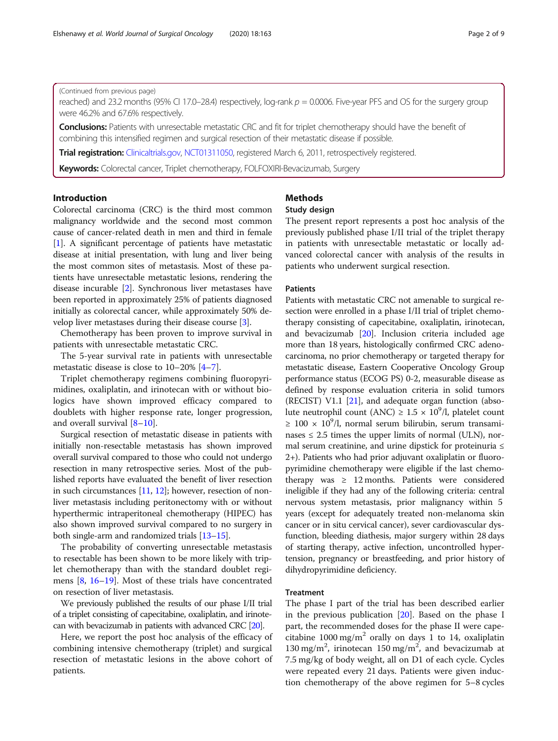(Continued from previous page)

reached) and 23.2 months (95% CI 17.0–28.4) respectively, log-rank $p = 0.0006$. Five-year PFS and OS for the surgery group were 46.2% and 67.6% respectively.

**Conclusions:** Patients with unresectable metastatic CRC and fit for triplet chemotherapy should have the benefit of combining this intensified regimen and surgical resection of their metastatic disease if possible.

**Trial registration:** Clinicaltrials.gov, NCT01311050, registered March 6, 2011, retrospectively registered.

**Keywords:** Colorectal cancer, Triplet chemotherapy, FOLFOXIRI-Bevacizumab, Surgery

## Introduction

Colorectal carcinoma (CRC) is the third most common malignancy worldwide and the second most common cause of cancer-related death in men and third in female [1]. A significant percentage of patients have metastatic disease at initial presentation, with lung and liver being the most common sites of metastasis. Most of these patients have unresectable metastatic lesions, rendering the disease incurable [2]. Synchronous liver metastases have been reported in approximately 25% of patients diagnosed initially as colorectal cancer, while approximately 50% develop liver metastases during their disease course [3].

Chemotherapy has been proven to improve survival in patients with unresectable metastatic CRC.

The 5-year survival rate in patients with unresectable metastatic disease is close to 10–20% [4–7].

Triplet chemotherapy regimens combining fluoropyrimidines, oxaliplatin, and irinotecan with or without biologics have shown improved efficacy compared to doublets with higher response rate, longer progression, and overall survival [8–10].

Surgical resection of metastatic disease in patients with initially non-resectable metastasis has shown improved overall survival compared to those who could not undergo resection in many retrospective series. Most of the published reports have evaluated the benefit of liver resection in such circumstances [11, 12]; however, resection of non-liver metastasis including peritonectomy with or without hyperthermic intraperitoneal chemotherapy (HIPEC) has also shown improved survival compared to no surgery in both single-arm and randomized trials [13–15].

The probability of converting unresectable metastasis to resectable has been shown to be more likely with triplet chemotherapy than with the standard doublet regimens [8, 16–19]. Most of these trials have concentrated on resection of liver metastasis.

We previously published the results of our phase I/II trial of a triplet consisting of capecitabine, oxaliplatin, and irinotecan with bevacizumab in patients with advanced CRC [20].

Here, we report the post hoc analysis of the efficacy of combining intensive chemotherapy (triplet) and surgical resection of metastatic lesions in the above cohort of patients.

## Methods

### Study design

The present report represents a post hoc analysis of the previously published phase I/II trial of the triplet therapy in patients with unresectable metastatic or locally advanced colorectal cancer with analysis of the results in patients who underwent surgical resection.

### Patients

Patients with metastatic CRC not amenable to surgical resection were enrolled in a phase I/II trial of triplet chemotherapy consisting of capecitabine, oxaliplatin, irinotecan, and bevacizumab [20]. Inclusion criteria included age more than 18 years, histologically confirmed CRC adenocarcinoma, no prior chemotherapy or targeted therapy for metastatic disease, Eastern Cooperative Oncology Group performance status (ECOG PS) 0-2, measurable disease as defined by response evaluation criteria in solid tumors (RECIST) V1.1 [21], and adequate organ function (absolute neutrophil count (ANC) $\geq 1.5 \times 10^9$/l, platelet count $\geq 100 \times 10^9$/l, normal serum bilirubin, serum transaminases $\leq 2.5$ times the upper limits of normal (ULN), normal serum creatinine, and urine dipstick for proteinuria $\leq$ 2+). Patients who had prior adjuvant oxaliplatin or fluoropyrimidine chemotherapy were eligible if the last chemotherapy was $\geq$ 12 months. Patients were considered ineligible if they had any of the following criteria: central nervous system metastasis, prior malignancy within 5 years (except for adequately treated non-melanoma skin cancer or in situ cervical cancer), sever cardiovascular dysfunction, bleeding diathesis, major surgery within 28 days of starting therapy, active infection, uncontrolled hypertension, pregnancy or breastfeeding, and prior history of dihydropyrimidine deficiency.

### Treatment

The phase I part of the trial has been described earlier in the previous publication [20]. Based on the phase I part, the recommended doses for the phase II were capecitabine 1000 mg/m$^2$ orally on days 1 to 14, oxaliplatin 130 mg/m$^2$, irinotecan 150 mg/m$^2$, and bevacizumab at 7.5 mg/kg of body weight, all on D1 of each cycle. Cycles were repeated every 21 days. Patients were given induction chemotherapy of the above regimen for 5–8 cycles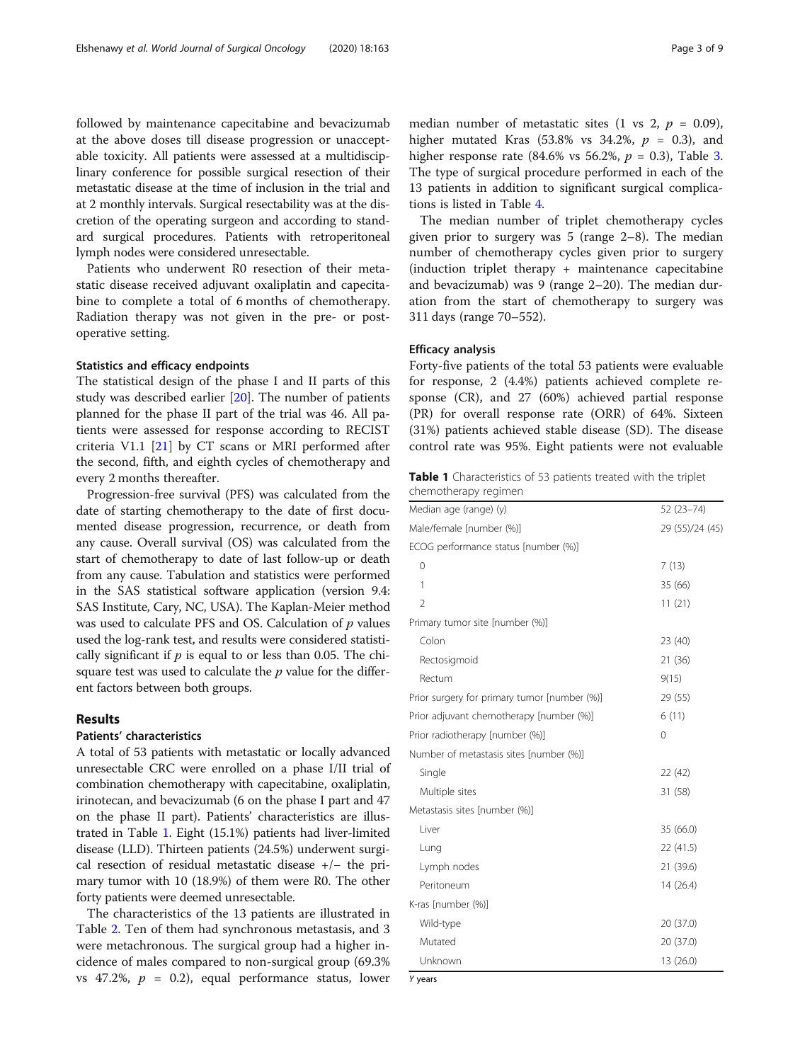followed by maintenance capecitabine and bevacizumab at the above doses till disease progression or unacceptable toxicity. All patients were assessed at a multidisciplinary conference for possible surgical resection of their metastatic disease at the time of inclusion in the trial and at 2 monthly intervals. Surgical resectability was at the discretion of the operating surgeon and according to standard surgical procedures. Patients with retroperitoneal lymph nodes were considered unresectable.

Patients who underwent R0 resection of their metastatic disease received adjuvant oxaliplatin and capecitabine to complete a total of 6 months of chemotherapy. Radiation therapy was not given in the pre- or postoperative setting.

### Statistics and efficacy endpoints

The statistical design of the phase I and II parts of this study was described earlier [20]. The number of patients planned for the phase II part of the trial was 46. All patients were assessed for response according to RECIST criteria V1.1 [21] by CT scans or MRI performed after the second, fifth, and eighth cycles of chemotherapy and every 2 months thereafter.

Progression-free survival (PFS) was calculated from the date of starting chemotherapy to the date of first documented disease progression, recurrence, or death from any cause. Overall survival (OS) was calculated from the start of chemotherapy to date of last follow-up or death from any cause. Tabulation and statistics were performed in the SAS statistical software application (version 9.4: SAS Institute, Cary, NC, USA). The Kaplan-Meier method was used to calculate PFS and OS. Calculation of $p$ values used the log-rank test, and results were considered statistically significant if $p$ is equal to or less than 0.05. The chi-square test was used to calculate the $p$ value for the different factors between both groups.

## Results

### Patients' characteristics

A total of 53 patients with metastatic or locally advanced unresectable CRC were enrolled on a phase I/II trial of combination chemotherapy with capecitabine, oxaliplatin, irinotecan, and bevacizumab (6 on the phase I part and 47 on the phase II part). Patients' characteristics are illustrated in Table 1. Eight (15.1%) patients had liver-limited disease (LLD). Thirteen patients (24.5%) underwent surgical resection of residual metastatic disease +/− the primary tumor with 10 (18.9%) of them were R0. The other forty patients were deemed unresectable.

The characteristics of the 13 patients are illustrated in Table 2. Ten of them had synchronous metastasis, and 3 were metachronous. The surgical group had a higher incidence of males compared to non-surgical group (69.3% vs 47.2%, $p$ = 0.2), equal performance status, lower median number of metastatic sites (1 vs 2, $p$ = 0.09), higher mutated Kras (53.8% vs 34.2%, $p$ = 0.3), and higher response rate (84.6% vs 56.2%, $p$ = 0.3), Table 3. The type of surgical procedure performed in each of the 13 patients in addition to significant surgical complications is listed in Table 4.

The median number of triplet chemotherapy cycles given prior to surgery was 5 (range 2–8). The median number of chemotherapy cycles given prior to surgery (induction triplet therapy + maintenance capecitabine and bevacizumab) was 9 (range 2–20). The median duration from the start of chemotherapy to surgery was 311 days (range 70–552).

### Efficacy analysis

Forty-five patients of the total 53 patients were evaluable for response, 2 (4.4%) patients achieved complete response (CR), and 27 (60%) achieved partial response (PR) for overall response rate (ORR) of 64%. Sixteen (31%) patients achieved stable disease (SD). The disease control rate was 95%. Eight patients were not evaluable

**Table 1** Characteristics of 53 patients treated with the triplet chemotherapy regimen

| | |
|---|---|
| Median age (range) (y) | 52 (23–74) |
| Male/female [number (%)] | 29 (55)/24 (45) |
| ECOG performance status [number (%)] | |
| 0 | 7 (13) |
| 1 | 35 (66) |
| 2 | 11 (21) |
| Primary tumor site [number (%)] | |
| Colon | 23 (40) |
| Rectosigmoid | 21 (36) |
| Rectum | 9(15) |
| Prior surgery for primary tumor [number (%)] | 29 (55) |
| Prior adjuvant chemotherapy [number (%)] | 6 (11) |
| Prior radiotherapy [number (%)] | 0 |
| Number of metastasis sites [number (%)] | |
| Single | 22 (42) |
| Multiple sites | 31 (58) |
| Metastasis sites [number (%)] | |
| Liver | 35 (66.0) |
| Lung | 22 (41.5) |
| Lymph nodes | 21 (39.6) |
| Peritoneum | 14 (26.4) |
| K-ras [number (%)] | |
| Wild-type | 20 (37.0) |
| Mutated | 20 (37.0) |
| Unknown | 13 (26.0) |

*Y* years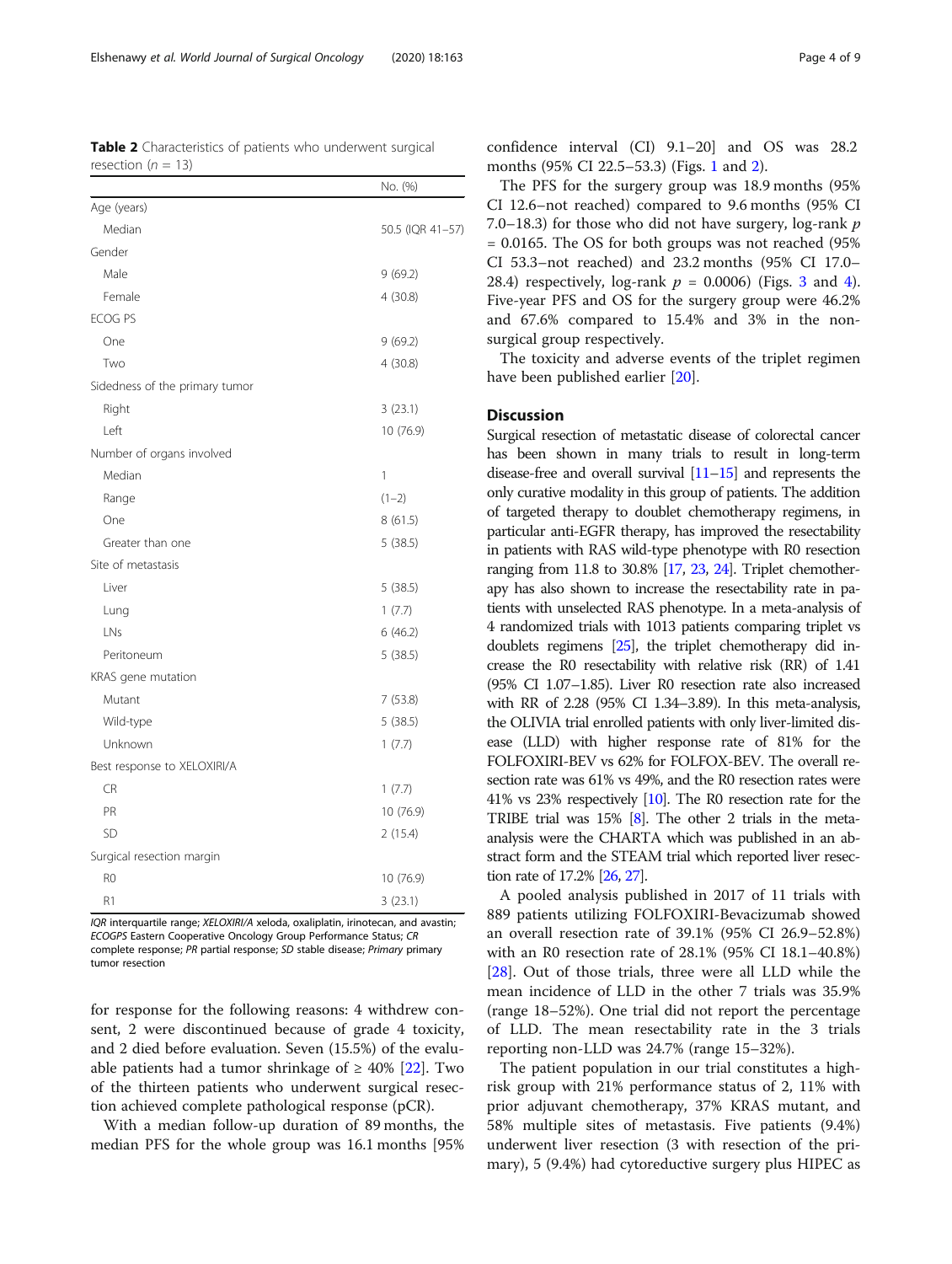**Table 2** Characteristics of patients who underwent surgical resection (n = 13)

| | No. (%) |
|---|---|
| Age (years) | |
| Median | 50.5 (IQR 41–57) |
| Gender | |
| Male | 9 (69.2) |
| Female | 4 (30.8) |
| ECOG PS | |
| One | 9 (69.2) |
| Two | 4 (30.8) |
| Sidedness of the primary tumor | |
| Right | 3 (23.1) |
| Left | 10 (76.9) |
| Number of organs involved | |
| Median | 1 |
| Range | (1–2) |
| One | 8 (61.5) |
| Greater than one | 5 (38.5) |
| Site of metastasis | |
| Liver | 5 (38.5) |
| Lung | 1 (7.7) |
| LNs | 6 (46.2) |
| Peritoneum | 5 (38.5) |
| KRAS gene mutation | |
| Mutant | 7 (53.8) |
| Wild-type | 5 (38.5) |
| Unknown | 1 (7.7) |
| Best response to XELOXIRI/A | |
| CR | 1 (7.7) |
| PR | 10 (76.9) |
| SD | 2 (15.4) |
| Surgical resection margin | |
| R0 | 10 (76.9) |
| R1 | 3 (23.1) |

*IQR* interquartile range; *XELOXIRI/A* xeloda, oxaliplatin, irinotecan, and avastin; *ECOGPS* Eastern Cooperative Oncology Group Performance Status; *CR* complete response; *PR* partial response; *SD* stable disease; *Primary* primary tumor resection

for response for the following reasons: 4 withdrew consent, 2 were discontinued because of grade 4 toxicity, and 2 died before evaluation. Seven (15.5%) of the evaluable patients had a tumor shrinkage of ≥ 40% [22]. Two of the thirteen patients who underwent surgical resection achieved complete pathological response (pCR).

With a median follow-up duration of 89 months, the median PFS for the whole group was 16.1 months [95% confidence interval (CI) 9.1–20] and OS was 28.2 months (95% CI 22.5–53.3) (Figs. 1 and 2).

The PFS for the surgery group was 18.9 months (95% CI 12.6–not reached) compared to 9.6 months (95% CI 7.0–18.3) for those who did not have surgery, log-rank $p = 0.0165$. The OS for both groups was not reached (95% CI 53.3–not reached) and 23.2 months (95% CI 17.0–28.4) respectively, log-rank $p = 0.0006$) (Figs. 3 and 4). Five-year PFS and OS for the surgery group were 46.2% and 67.6% compared to 15.4% and 3% in the non-surgical group respectively.

The toxicity and adverse events of the triplet regimen have been published earlier [20].

## Discussion

Surgical resection of metastatic disease of colorectal cancer has been shown in many trials to result in long-term disease-free and overall survival [11–15] and represents the only curative modality in this group of patients. The addition of targeted therapy to doublet chemotherapy regimens, in particular anti-EGFR therapy, has improved the resectability in patients with RAS wild-type phenotype with R0 resection ranging from 11.8 to 30.8% [17, 23, 24]. Triplet chemotherapy has also shown to increase the resectability rate in patients with unselected RAS phenotype. In a meta-analysis of 4 randomized trials with 1013 patients comparing triplet vs doublets regimens [25], the triplet chemotherapy did increase the R0 resectability with relative risk (RR) of 1.41 (95% CI 1.07–1.85). Liver R0 resection rate also increased with RR of 2.28 (95% CI 1.34–3.89). In this meta-analysis, the OLIVIA trial enrolled patients with only liver-limited disease (LLD) with higher response rate of 81% for the FOLFOXIRI-BEV vs 62% for FOLFOX-BEV. The overall resection rate was 61% vs 49%, and the R0 resection rates were 41% vs 23% respectively [10]. The R0 resection rate for the TRIBE trial was 15% [8]. The other 2 trials in the meta-analysis were the CHARTA which was published in an abstract form and the STEAM trial which reported liver resection rate of 17.2% [26, 27].

A pooled analysis published in 2017 of 11 trials with 889 patients utilizing FOLFOXIRI-Bevacizumab showed an overall resection rate of 39.1% (95% CI 26.9–52.8%) with an R0 resection rate of 28.1% (95% CI 18.1–40.8%) [28]. Out of those trials, three were all LLD while the mean incidence of LLD in the other 7 trials was 35.9% (range 18–52%). One trial did not report the percentage of LLD. The mean resectability rate in the 3 trials reporting non-LLD was 24.7% (range 15–32%).

The patient population in our trial constitutes a high-risk group with 21% performance status of 2, 11% with prior adjuvant chemotherapy, 37% KRAS mutant, and 58% multiple sites of metastasis. Five patients (9.4%) underwent liver resection (3 with resection of the primary), 5 (9.4%) had cytoreductive surgery plus HIPEC as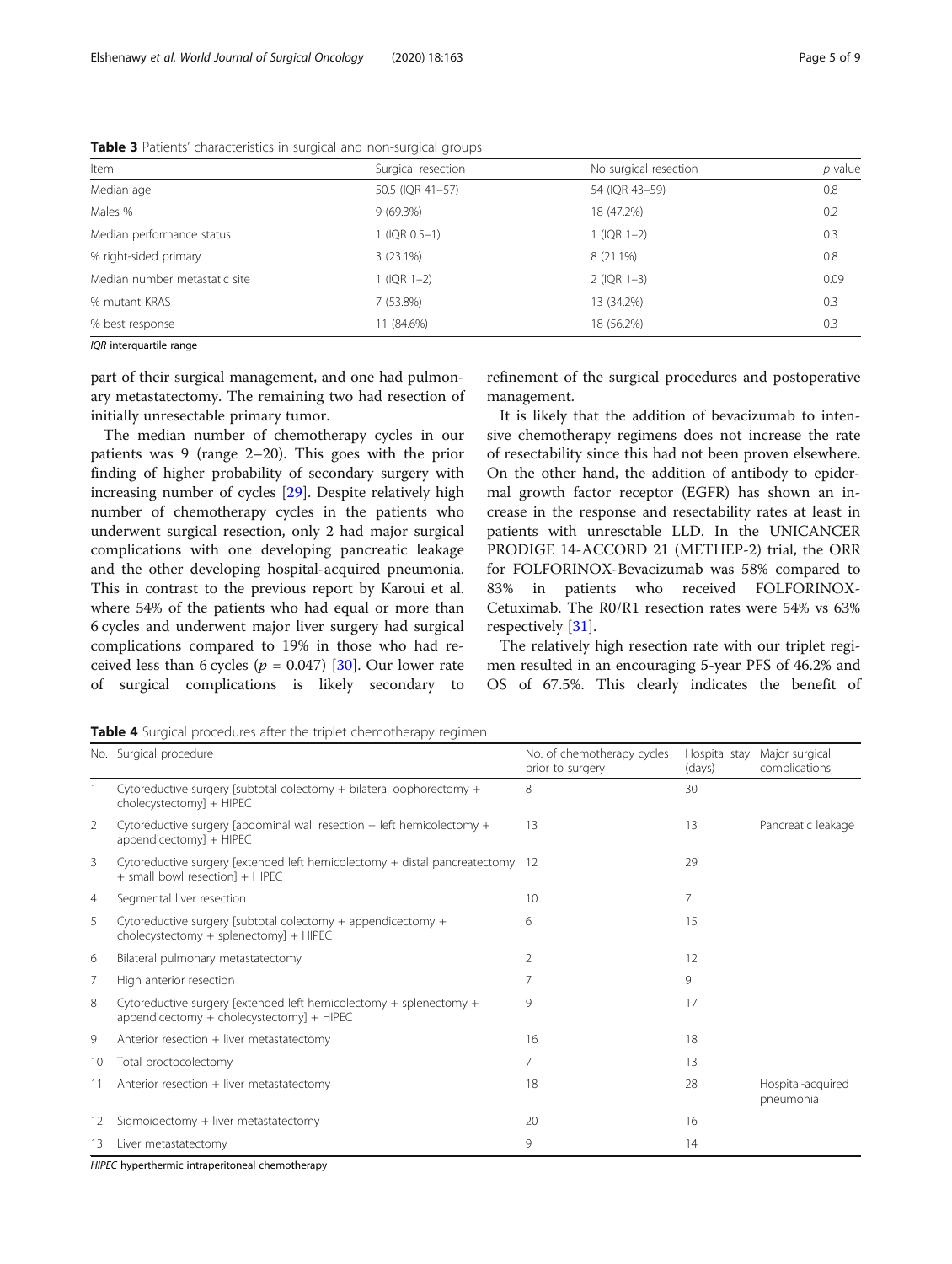**Table 3** Patients' characteristics in surgical and non-surgical groups

| Item | Surgical resection | No surgical resection | *p* value |
|---|---|---|---|
| Median age | 50.5 (IQR 41–57) | 54 (IQR 43–59) | 0.8 |
| Males % | 9 (69.3%) | 18 (47.2%) | 0.2 |
| Median performance status | 1 (IQR 0.5–1) | 1 (IQR 1–2) | 0.3 |
| % right-sided primary | 3 (23.1%) | 8 (21.1%) | 0.8 |
| Median number metastatic site | 1 (IQR 1–2) | 2 (IQR 1–3) | 0.09 |
| % mutant KRAS | 7 (53.8%) | 13 (34.2%) | 0.3 |
| % best response | 11 (84.6%) | 18 (56.2%) | 0.3 |

*IQR* interquartile range

part of their surgical management, and one had pulmonary metastatectomy. The remaining two had resection of initially unresectable primary tumor.

The median number of chemotherapy cycles in our patients was 9 (range 2–20). This goes with the prior finding of higher probability of secondary surgery with increasing number of cycles [29]. Despite relatively high number of chemotherapy cycles in the patients who underwent surgical resection, only 2 had major surgical complications with one developing pancreatic leakage and the other developing hospital-acquired pneumonia. This in contrast to the previous report by Karoui et al. where 54% of the patients who had equal or more than 6 cycles and underwent major liver surgery had surgical complications compared to 19% in those who had received less than 6 cycles ($p$ = 0.047) [30]. Our lower rate of surgical complications is likely secondary to refinement of the surgical procedures and postoperative management.

It is likely that the addition of bevacizumab to intensive chemotherapy regimens does not increase the rate of resectability since this had not been proven elsewhere. On the other hand, the addition of antibody to epidermal growth factor receptor (EGFR) has shown an increase in the response and resectability rates at least in patients with unresctable LLD. In the UNICANCER PRODIGE 14-ACCORD 21 (METHEP-2) trial, the ORR for FOLFORINOX-Bevacizumab was 58% compared to 83% in patients who received FOLFORINOX-Cetuximab. The R0/R1 resection rates were 54% vs 63% respectively [31].

The relatively high resection rate with our triplet regimen resulted in an encouraging 5-year PFS of 46.2% and OS of 67.5%. This clearly indicates the benefit of

**Table 4** Surgical procedures after the triplet chemotherapy regimen

| No. | Surgical procedure | No. of chemotherapy cycles prior to surgery | Hospital stay (days) | Major surgical complications |
|---|---|---|---|---|
| 1 | Cytoreductive surgery [subtotal colectomy + bilateral oophorectomy + cholecystectomy] + HIPEC | 8 | 30 | |
| 2 | Cytoreductive surgery [abdominal wall resection + left hemicolectomy + appendicectomy] + HIPEC | 13 | 13 | Pancreatic leakage |
| 3 | Cytoreductive surgery [extended left hemicolectomy + distal pancreatectomy + small bowel resection] + HIPEC | 12 | 29 | |
| 4 | Segmental liver resection | 10 | 7 | |
| 5 | Cytoreductive surgery [subtotal colectomy + appendicectomy + cholecystectomy + splenectomy] + HIPEC | 6 | 15 | |
| 6 | Bilateral pulmonary metastatectomy | 2 | 12 | |
| 7 | High anterior resection | 7 | 9 | |
| 8 | Cytoreductive surgery [extended left hemicolectomy + splenectomy + appendicectomy + cholecystectomy] + HIPEC | 9 | 17 | |
| 9 | Anterior resection + liver metastatectomy | 16 | 18 | |
| 10 | Total proctocolectomy | 7 | 13 | |
| 11 | Anterior resection + liver metastatectomy | 18 | 28 | Hospital-acquired pneumonia |
| 12 | Sigmoidectomy + liver metastatectomy | 20 | 16 | |
| 13 | Liver metastatectomy | 9 | 14 | |

*HIPEC* hyperthermic intraperitoneal chemotherapy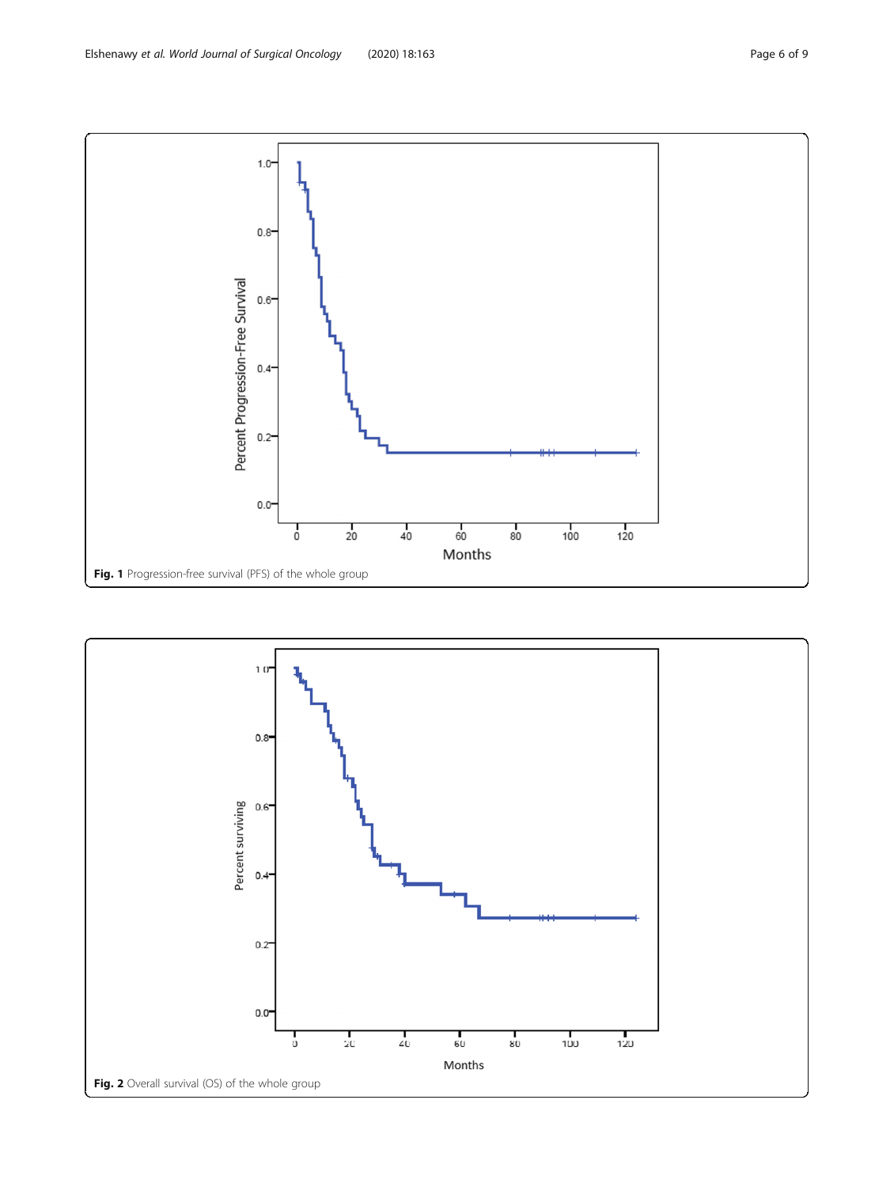Fig. 1 Progression-free survival (PFS) of the whole group

Fig. 2 Overall survival (OS) of the whole group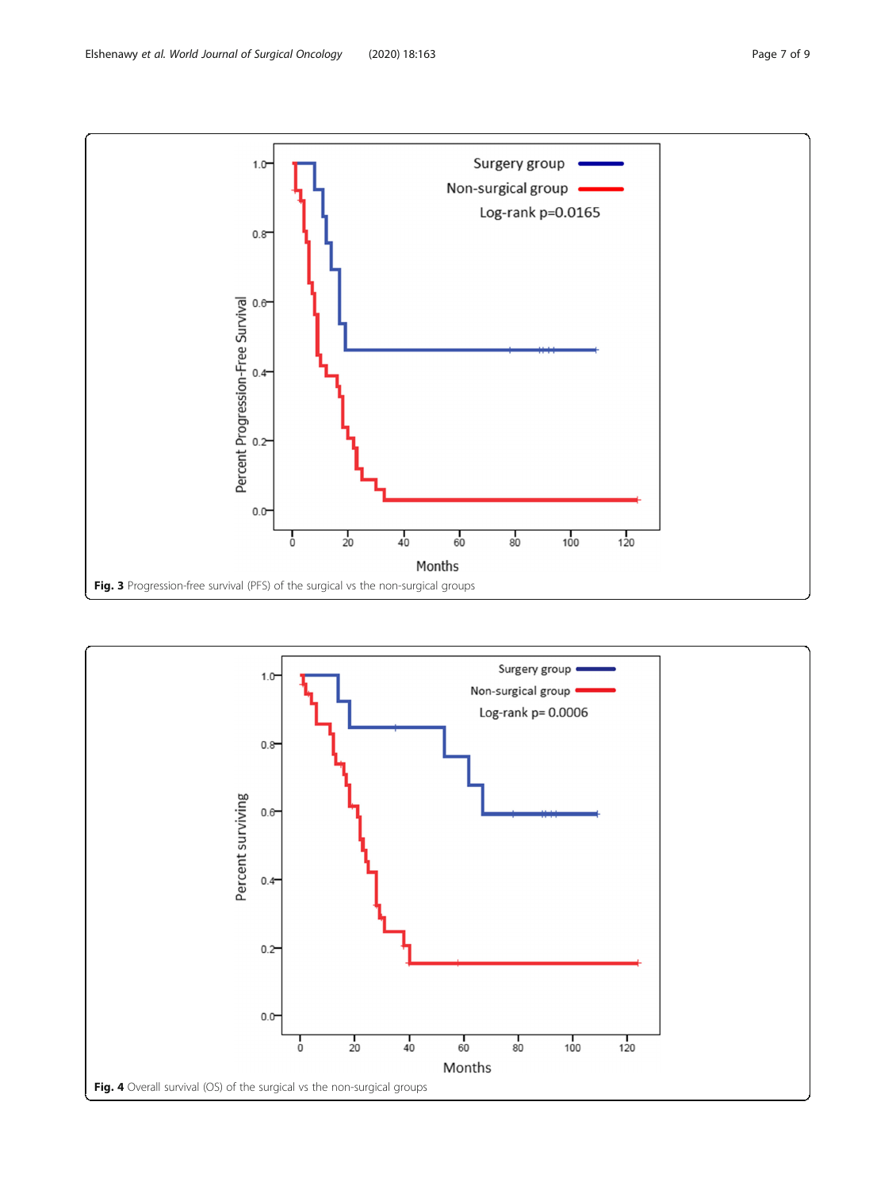Fig. 3 Progression-free survival (PFS) of the surgical vs the non-surgical groups

Fig. 4 Overall survival (OS) of the surgical vs the non-surgical groups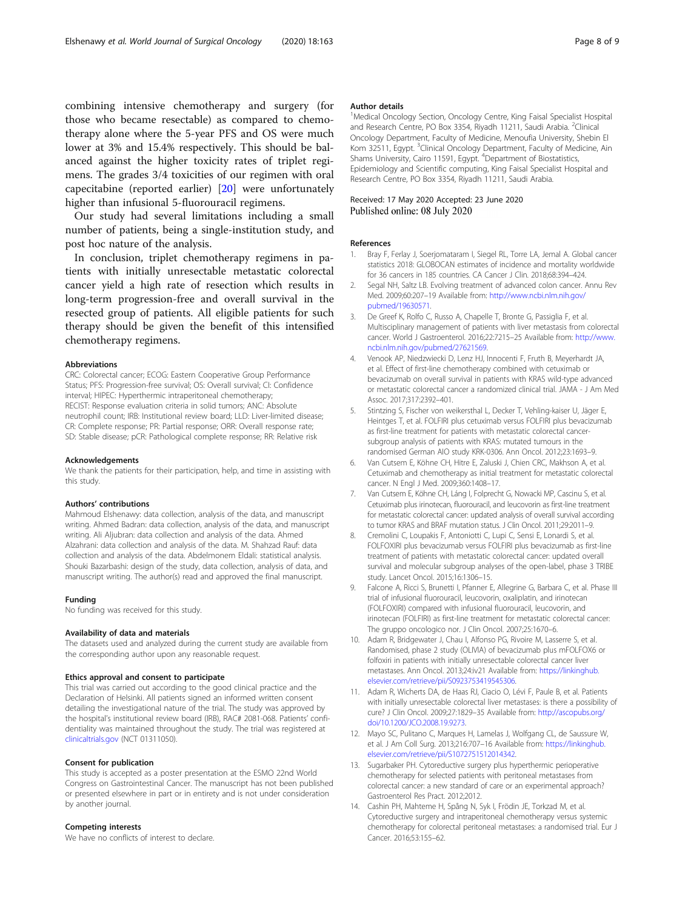combining intensive chemotherapy and surgery (for those who became resectable) as compared to chemotherapy alone where the 5-year PFS and OS were much lower at 3% and 15.4% respectively. This should be balanced against the higher toxicity rates of triplet regimens. The grades 3/4 toxicities of our regimen with oral capecitabine (reported earlier) [20] were unfortunately higher than infusional 5-fluorouracil regimens.

Our study had several limitations including a small number of patients, being a single-institution study, and post hoc nature of the analysis.

In conclusion, triplet chemotherapy regimens in patients with initially unresectable metastatic colorectal cancer yield a high rate of resection which results in long-term progression-free and overall survival in the resected group of patients. All eligible patients for such therapy should be given the benefit of this intensified chemotherapy regimens.

### Abbreviations

CRC: Colorectal cancer; ECOG: Eastern Cooperative Group Performance Status; PFS: Progression-free survival; OS: Overall survival; CI: Confidence interval; HIPEC: Hyperthermic intraperitoneal chemotherapy; RECIST: Response evaluation criteria in solid tumors; ANC: Absolute neutrophil count; IRB: Institutional review board; LLD: Liver-limited disease; CR: Complete response; PR: Partial response; ORR: Overall response rate; SD: Stable disease; pCR: Pathological complete response; RR: Relative risk

### Acknowledgements

We thank the patients for their participation, help, and time in assisting with this study.

### Authors' contributions

Mahmoud Elshenawy: data collection, analysis of the data, and manuscript writing. Ahmed Badran: data collection, analysis of the data, and manuscript writing. Ali Aljubran: data collection and analysis of the data. Ahmed Alzahrani: data collection and analysis of the data. M. Shahzad Rauf: data collection and analysis of the data. Abdelmonem Eldali: statistical analysis. Shouki Bazarbashi: design of the study, data collection, analysis of data, and manuscript writing. The author(s) read and approved the final manuscript.

### Funding

No funding was received for this study.

### Availability of data and materials

The datasets used and analyzed during the current study are available from the corresponding author upon any reasonable request.

### Ethics approval and consent to participate

This trial was carried out according to the good clinical practice and the Declaration of Helsinki. All patients signed an informed written consent detailing the investigational nature of the trial. The study was approved by the hospital's institutional review board (IRB), RAC# 2081-068. Patients' confidentiality was maintained throughout the study. The trial was registered at clinicaltrials.gov (NCT 01311050).

### Consent for publication

This study is accepted as a poster presentation at the ESMO 22nd World Congress on Gastrointestinal Cancer. The manuscript has not been published or presented elsewhere in part or in entirety and is not under consideration by another journal.

### Competing interests

We have no conflicts of interest to declare.

### Author details

[1]Medical Oncology Section, Oncology Centre, King Faisal Specialist Hospital and Research Centre, PO Box 3354, Riyadh 11211, Saudi Arabia. [2]Clinical Oncology Department, Faculty of Medicine, Menoufia University, Shebin El Kom 32511, Egypt. [3]Clinical Oncology Department, Faculty of Medicine, Ain Shams University, Cairo 11591, Egypt. [4]Department of Biostatistics, Epidemiology and Scientific computing, King Faisal Specialist Hospital and Research Centre, PO Box 3354, Riyadh 11211, Saudi Arabia.

Received: 17 May 2020 Accepted: 23 June 2020
Published online: 08 July 2020

### References

1. Bray F, Ferlay J, Soerjomataram I, Siegel RL, Torre LA, Jemal A. Global cancer statistics 2018: GLOBOCAN estimates of incidence and mortality worldwide for 36 cancers in 185 countries. CA Cancer J Clin. 2018;68:394–424.
2. Segal NH, Saltz LB. Evolving treatment of advanced colon cancer. Annu Rev Med. 2009;60:207–19 Available from: http://www.ncbi.nlm.nih.gov/pubmed/19630571.
3. De Greef K, Rolfo C, Russo A, Chapelle T, Bronte G, Passiglia F, et al. Multisciplinary management of patients with liver metastasis from colorectal cancer. World J Gastroenterol. 2016;22:7215–25 Available from: http://www.ncbi.nlm.nih.gov/pubmed/27621569.
4. Venook AP, Niedzwiecki D, Lenz HJ, Innocenti F, Fruth B, Meyerhardt JA, et al. Effect of first-line chemotherapy combined with cetuximab or bevacizumab on overall survival in patients with KRAS wild-type advanced or metastatic colorectal cancer a randomized clinical trial. JAMA - J Am Med Assoc. 2017;317:2392–401.
5. Stintzing S, Fischer von weikersthal L, Decker T, Vehling-kaiser U, Jäger E, Heintges T, et al. FOLFIRI plus cetuximab versus FOLFIRI plus bevacizumab as first-line treatment for patients with metastatic colorectal cancer-subgroup analysis of patients with KRAS: mutated tumours in the randomised German AIO study KRK-0306. Ann Oncol. 2012;23:1693–9.
6. Van Cutsem E, Köhne CH, Hitre E, Zaluski J, Chien CRC, Makhson A, et al. Cetuximab and chemotherapy as initial treatment for metastatic colorectal cancer. N Engl J Med. 2009;360:1408–17.
7. Van Cutsem E, Köhne CH, Láng I, Folprecht G, Nowacki MP, Cascinu S, et al. Cetuximab plus irinotecan, fluorouracil, and leucovorin as first-line treatment for metastatic colorectal cancer: updated analysis of overall survival according to tumor KRAS and BRAF mutation status. J Clin Oncol. 2011;29:2011–9.
8. Cremolini C, Loupakis F, Antoniotti C, Lupi C, Sensi E, Lonardi S, et al. FOLFOXIRI plus bevacizumab versus FOLFIRI plus bevacizumab as first-line treatment of patients with metastatic colorectal cancer: updated overall survival and molecular subgroup analyses of the open-label, phase 3 TRIBE study. Lancet Oncol. 2015;16:1306–15.
9. Falcone A, Ricci S, Brunetti I, Pfanner E, Allegrine G, Barbara C, et al. Phase III trial of infusional fluorouracil, leucovorin, oxaliplatin, and irinotecan (FOLFOXIRI) compared with infusional fluorouracil, leucovorin, and irinotecan (FOLFIRI) as first-line treatment for metastatic colorectal cancer: The gruppo oncologico nor. J Clin Oncol. 2007;25:1670–6.
10. Adam R, Bridgewater J, Chau I, Alfonso PG, Rivoire M, Lasserre S, et al. Randomised, phase 2 study (OLIVIA) of bevacizumab plus mFOLFOX6 or folfoxiri in patients with initially unresectable colorectal cancer liver metastases. Ann Oncol. 2013;24:iv21 Available from: https://linkinghub.elsevier.com/retrieve/pii/S0923753419545306.
11. Adam R, Wicherts DA, de Haas RJ, Ciacio O, Lévi F, Paule B, et al. Patients with initially unresectable colorectal liver metastases: is there a possibility of cure? J Clin Oncol. 2009;27:1829–35 Available from: http://ascopubs.org/doi/10.1200/JCO.2008.19.9273.
12. Mayo SC, Pulitano C, Marques H, Lamelas J, Wolfgang CL, de Saussure W, et al. J Am Coll Surg. 2013;216:707–16 Available from: https://linkinghub.elsevier.com/retrieve/pii/S1072751512014342.
13. Sugarbaker PH. Cytoreductive surgery plus hyperthermic perioperative chemotherapy for selected patients with peritoneal metastases from colorectal cancer: a new standard of care or an experimental approach? Gastroenterol Res Pract. 2012;2012.
14. Cashin PH, Mahteme H, Spång N, Syk I, Frödin JE, Torkzad M, et al. Cytoreductive surgery and intraperitoneal chemotherapy versus systemic chemotherapy for colorectal peritoneal metastases: a randomised trial. Eur J Cancer. 2016;53:155–62.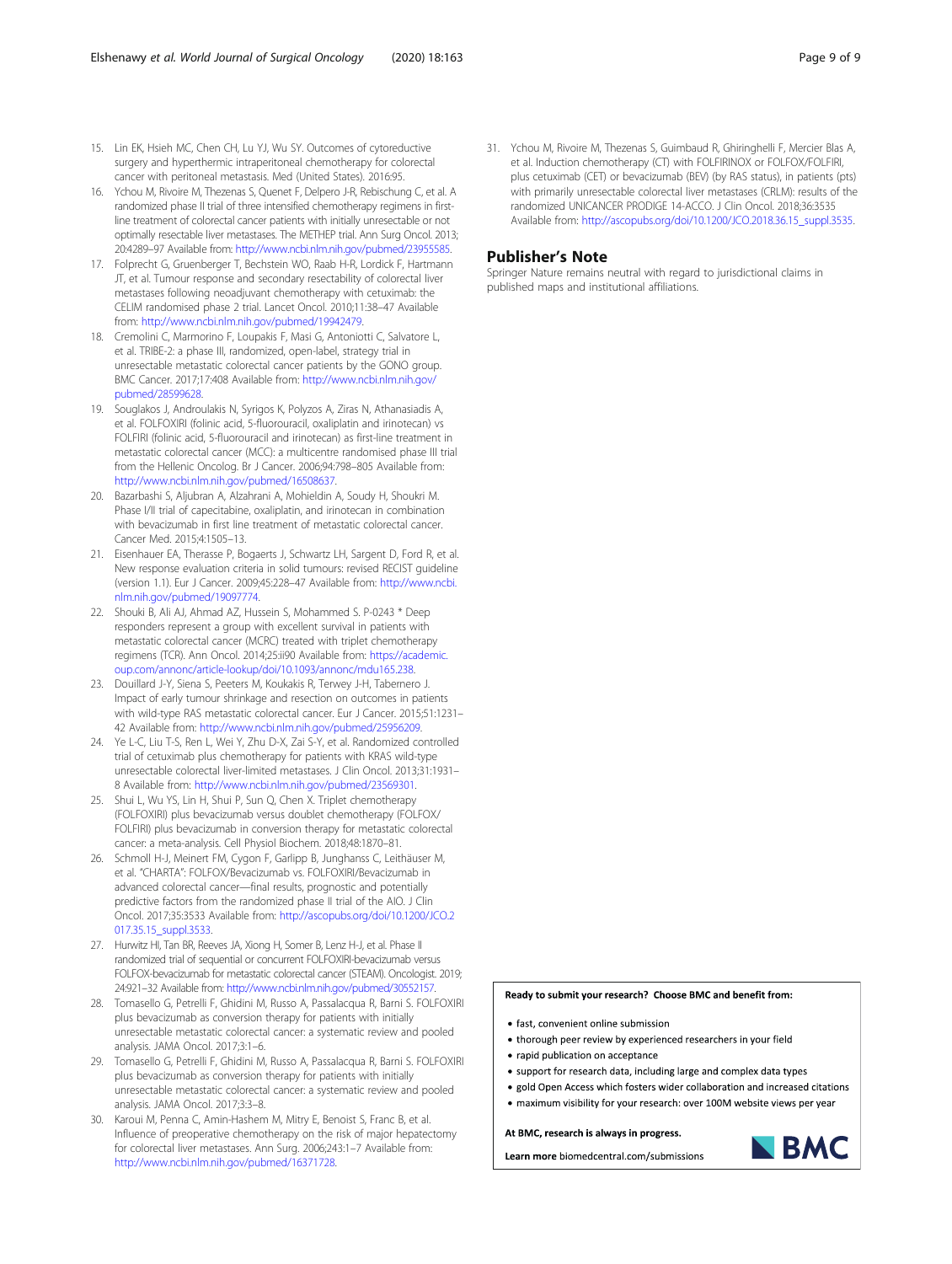15. Lin EK, Hsieh MC, Chen CH, Lu YJ, Wu SY. Outcomes of cytoreductive surgery and hyperthermic intraperitoneal chemotherapy for colorectal cancer with peritoneal metastasis. Med (United States). 2016:95.
16. Ychou M, Rivoire M, Thezenas S, Quenet F, Delpero J-R, Rebischung C, et al. A randomized phase II trial of three intensified chemotherapy regimens in first-line treatment of colorectal cancer patients with initially unresectable or not optimally resectable liver metastases. The METHEP trial. Ann Surg Oncol. 2013; 20:4289–97 Available from: http://www.ncbi.nlm.nih.gov/pubmed/23955585.
17. Folprecht G, Gruenberger T, Bechstein WO, Raab H-R, Lordick F, Hartmann JT, et al. Tumour response and secondary resectability of colorectal liver metastases following neoadjuvant chemotherapy with cetuximab: the CELIM randomised phase 2 trial. Lancet Oncol. 2010;11:38–47 Available from: http://www.ncbi.nlm.nih.gov/pubmed/19942479.
18. Cremolini C, Marmorino F, Loupakis F, Masi G, Antoniotti C, Salvatore L, et al. TRIBE-2: a phase III, randomized, open-label, strategy trial in unresectable metastatic colorectal cancer patients by the GONO group. BMC Cancer. 2017;17:408 Available from: http://www.ncbi.nlm.nih.gov/pubmed/28599628.
19. Souglakos J, Androulakis N, Syrigos K, Polyzos A, Ziras N, Athanasiadis A, et al. FOLFOXIRI (folinic acid, 5-fluorouracil, oxaliplatin and irinotecan) vs FOLFIRI (folinic acid, 5-fluorouracil and irinotecan) as first-line treatment in metastatic colorectal cancer (MCC): a multicentre randomised phase III trial from the Hellenic Oncolog. Br J Cancer. 2006;94:798–805 Available from: http://www.ncbi.nlm.nih.gov/pubmed/16508637.
20. Bazarbashi S, Aljubran A, Alzahrani A, Mohieldin A, Soudy H, Shoukri M. Phase I/II trial of capecitabine, oxaliplatin, and irinotecan in combination with bevacizumab in first line treatment of metastatic colorectal cancer. Cancer Med. 2015;4:1505–13.
21. Eisenhauer EA, Therasse P, Bogaerts J, Schwartz LH, Sargent D, Ford R, et al. New response evaluation criteria in solid tumours: revised RECIST guideline (version 1.1). Eur J Cancer. 2009;45:228–47 Available from: http://www.ncbi.nlm.nih.gov/pubmed/19097774.
22. Shouki B, Ali AJ, Ahmad AZ, Hussein S, Mohammed S. P-0243 * Deep responders represent a group with excellent survival in patients with metastatic colorectal cancer (MCRC) treated with triplet chemotherapy regimens (TCR). Ann Oncol. 2014;25:ii90 Available from: https://academic.oup.com/annonc/article-lookup/doi/10.1093/annonc/mdu165.238.
23. Douillard J-Y, Siena S, Peeters M, Koukakis R, Terwey J-H, Tabernero J. Impact of early tumour shrinkage and resection on outcomes in patients with wild-type RAS metastatic colorectal cancer. Eur J Cancer. 2015;51:1231–42 Available from: http://www.ncbi.nlm.nih.gov/pubmed/25956209.
24. Ye L-C, Liu T-S, Ren L, Wei Y, Zhu D-X, Zai S-Y, et al. Randomized controlled trial of cetuximab plus chemotherapy for patients with KRAS wild-type unresectable colorectal liver-limited metastases. J Clin Oncol. 2013;31:1931–8 Available from: http://www.ncbi.nlm.nih.gov/pubmed/23569301.
25. Shui L, Wu YS, Lin H, Shui P, Sun Q, Chen X. Triplet chemotherapy (FOLFOXIRI) plus bevacizumab versus doublet chemotherapy (FOLFOX/FOLFIRI) plus bevacizumab in conversion therapy for metastatic colorectal cancer: a meta-analysis. Cell Physiol Biochem. 2018;48:1870–81.
26. Schmoll H-J, Meinert FM, Cygon F, Garlipp B, Junghanss C, Leithäuser M, et al. "CHARTA": FOLFOX/Bevacizumab vs. FOLFOXIRI/Bevacizumab in advanced colorectal cancer—final results, prognostic and potentially predictive factors from the randomized phase II trial of the AIO. J Clin Oncol. 2017;35:3533 Available from: http://ascopubs.org/doi/10.1200/JCO.2017.35.15_suppl.3533.
27. Hurwitz HI, Tan BR, Reeves JA, Xiong H, Somer B, Lenz H-J, et al. Phase II randomized trial of sequential or concurrent FOLFOXIRI-bevacizumab versus FOLFOX-bevacizumab for metastatic colorectal cancer (STEAM). Oncologist. 2019; 24:921–32 Available from: http://www.ncbi.nlm.nih.gov/pubmed/30552157.
28. Tomasello G, Petrelli F, Ghidini M, Russo A, Passalacqua R, Barni S. FOLFOXIRI plus bevacizumab as conversion therapy for patients with initially unresectable metastatic colorectal cancer: a systematic review and pooled analysis. JAMA Oncol. 2017;3:1–6.
29. Tomasello G, Petrelli F, Ghidini M, Russo A, Passalacqua R, Barni S. FOLFOXIRI plus bevacizumab as conversion therapy for patients with initially unresectable metastatic colorectal cancer: a systematic review and pooled analysis. JAMA Oncol. 2017;3:3–8.
30. Karoui M, Penna C, Amin-Hashem M, Mitry E, Benoist S, Franc B, et al. Influence of preoperative chemotherapy on the risk of major hepatectomy for colorectal liver metastases. Ann Surg. 2006;243:1–7 Available from: http://www.ncbi.nlm.nih.gov/pubmed/16371728.
31. Ychou M, Rivoire M, Thezenas S, Guimbaud R, Ghiringhelli F, Mercier Blas A, et al. Induction chemotherapy (CT) with FOLFIRINOX or FOLFOX/FOLFIRI, plus cetuximab (CET) or bevacizumab (BEV) (by RAS status), in patients (pts) with primarily unresectable colorectal liver metastases (CRLM): results of the randomized UNICANCER PRODIGE 14-ACCO. J Clin Oncol. 2018;36:3535 Available from: http://ascopubs.org/doi/10.1200/JCO.2018.36.15_suppl.3535.

## Publisher's Note

Springer Nature remains neutral with regard to jurisdictional claims in published maps and institutional affiliations.